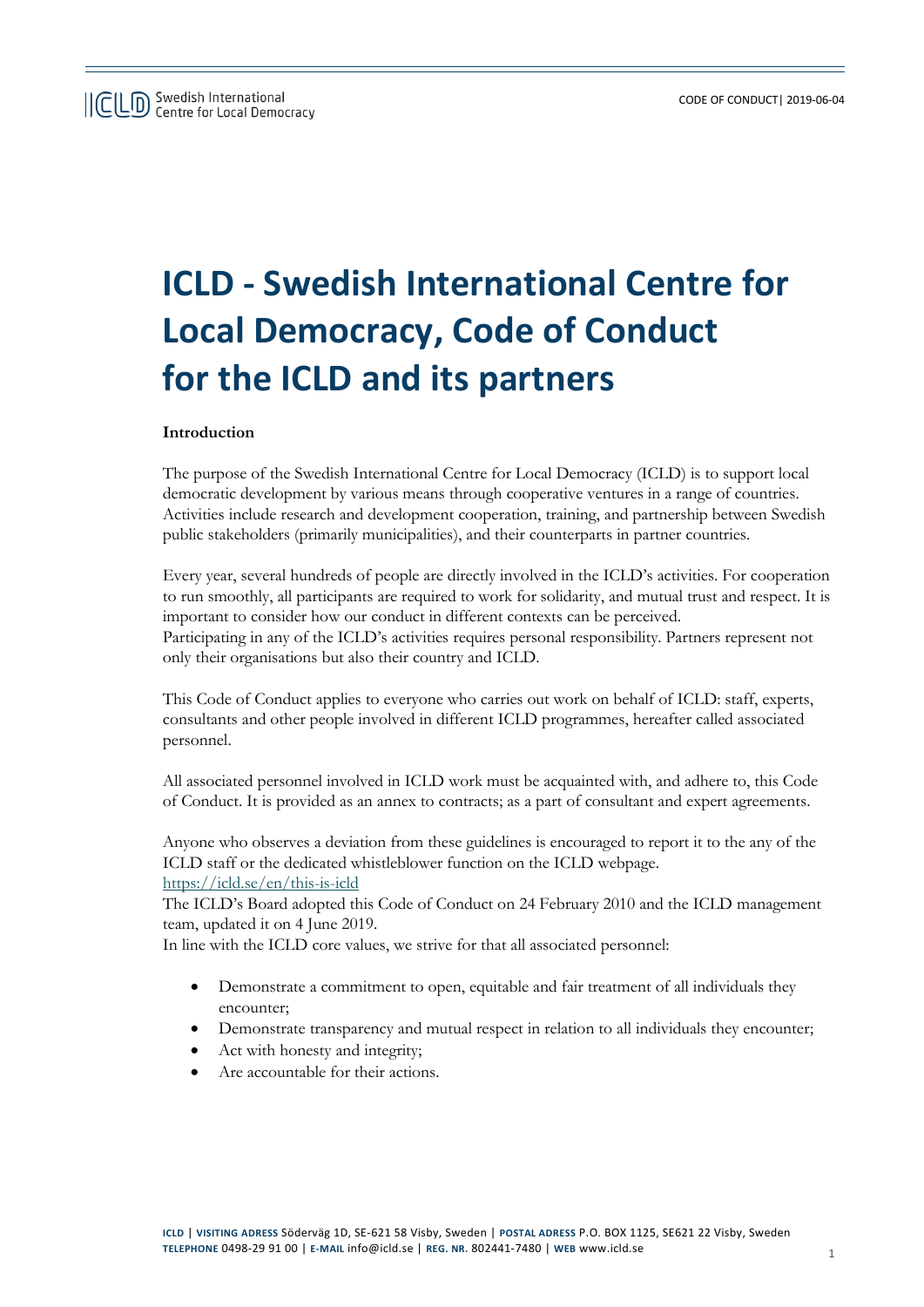# ICLD - Swedish International Centre for Local Democracy, Code of Conduct for the ICLD and its partners

**Introduction**

The purpose of the Swedish International Centre for Local Democracy (ICLD) is to support local democratic development by various means through cooperative ventures in a range of countries. Activities include research and development cooperation, training, and partnership between Swedish public stakeholders (primarily municipalities), and their counterparts in partner countries.

Every year, several hundreds of people are directly involved in the ICLD's activities. For cooperation to run smoothly, all participants are required to work for solidarity, and mutual trust and respect. It is important to consider how our conduct in different contexts can be perceived.
Participating in any of the ICLD's activities requires personal responsibility. Partners represent not only their organisations but also their country and ICLD.

This Code of Conduct applies to everyone who carries out work on behalf of ICLD: staff, experts, consultants and other people involved in different ICLD programmes, hereafter called associated personnel.

All associated personnel involved in ICLD work must be acquainted with, and adhere to, this Code of Conduct. It is provided as an annex to contracts; as a part of consultant and expert agreements.

Anyone who observes a deviation from these guidelines is encouraged to report it to the any of the ICLD staff or the dedicated whistleblower function on the ICLD webpage.
https://icld.se/en/this-is-icld
The ICLD's Board adopted this Code of Conduct on 24 February 2010 and the ICLD management team, updated it on 4 June 2019.
In line with the ICLD core values, we strive for that all associated personnel:

- Demonstrate a commitment to open, equitable and fair treatment of all individuals they encounter;
- Demonstrate transparency and mutual respect in relation to all individuals they encounter;
- Act with honesty and integrity;
- Are accountable for their actions.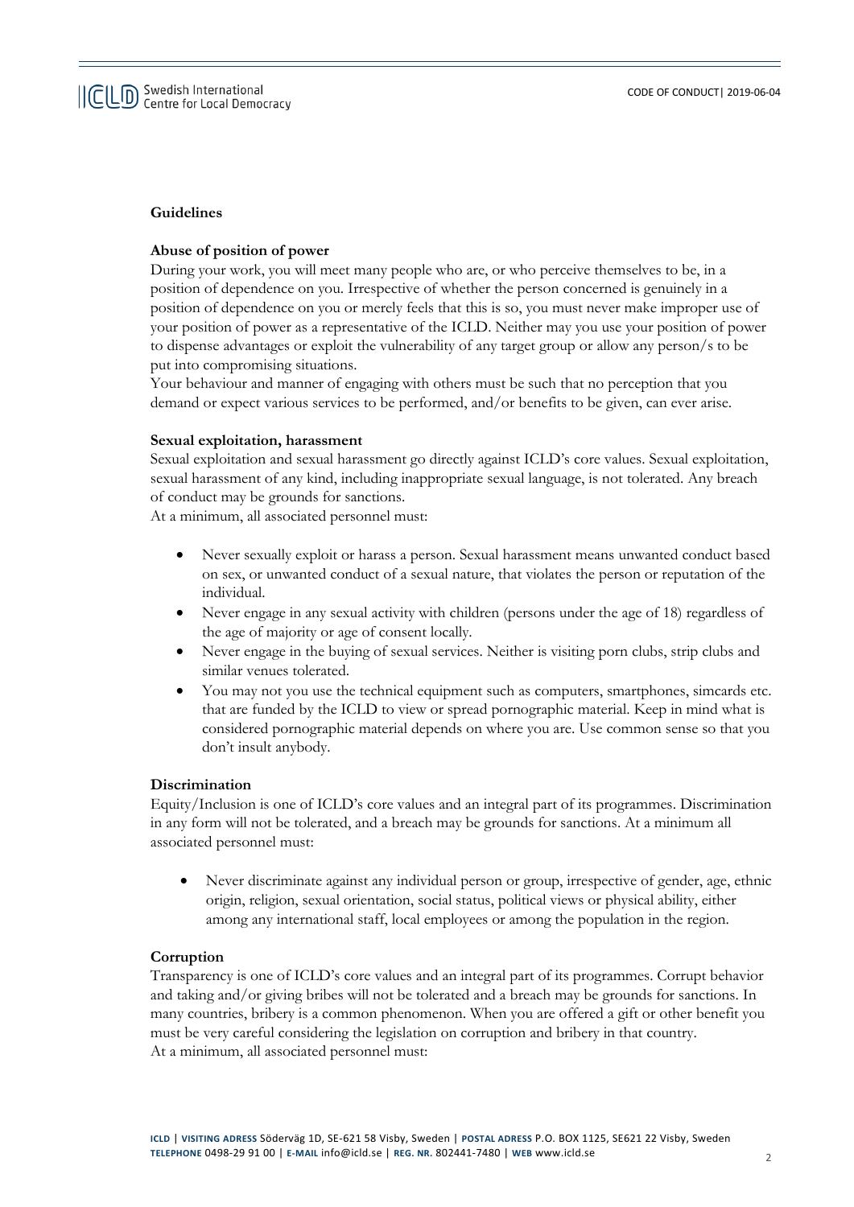## Guidelines

### Abuse of position of power

During your work, you will meet many people who are, or who perceive themselves to be, in a position of dependence on you. Irrespective of whether the person concerned is genuinely in a position of dependence on you or merely feels that this is so, you must never make improper use of your position of power as a representative of the ICLD. Neither may you use your position of power to dispense advantages or exploit the vulnerability of any target group or allow any person/s to be put into compromising situations.

Your behaviour and manner of engaging with others must be such that no perception that you demand or expect various services to be performed, and/or benefits to be given, can ever arise.

### Sexual exploitation, harassment

Sexual exploitation and sexual harassment go directly against ICLD's core values. Sexual exploitation, sexual harassment of any kind, including inappropriate sexual language, is not tolerated. Any breach of conduct may be grounds for sanctions.

At a minimum, all associated personnel must:

- Never sexually exploit or harass a person. Sexual harassment means unwanted conduct based on sex, or unwanted conduct of a sexual nature, that violates the person or reputation of the individual.
- Never engage in any sexual activity with children (persons under the age of 18) regardless of the age of majority or age of consent locally.
- Never engage in the buying of sexual services. Neither is visiting porn clubs, strip clubs and similar venues tolerated.
- You may not you use the technical equipment such as computers, smartphones, simcards etc. that are funded by the ICLD to view or spread pornographic material. Keep in mind what is considered pornographic material depends on where you are. Use common sense so that you don't insult anybody.

### Discrimination

Equity/Inclusion is one of ICLD's core values and an integral part of its programmes. Discrimination in any form will not be tolerated, and a breach may be grounds for sanctions. At a minimum all associated personnel must:

- Never discriminate against any individual person or group, irrespective of gender, age, ethnic origin, religion, sexual orientation, social status, political views or physical ability, either among any international staff, local employees or among the population in the region.

### Corruption

Transparency is one of ICLD's core values and an integral part of its programmes. Corrupt behavior and taking and/or giving bribes will not be tolerated and a breach may be grounds for sanctions. In many countries, bribery is a common phenomenon. When you are offered a gift or other benefit you must be very careful considering the legislation on corruption and bribery in that country.

At a minimum, all associated personnel must: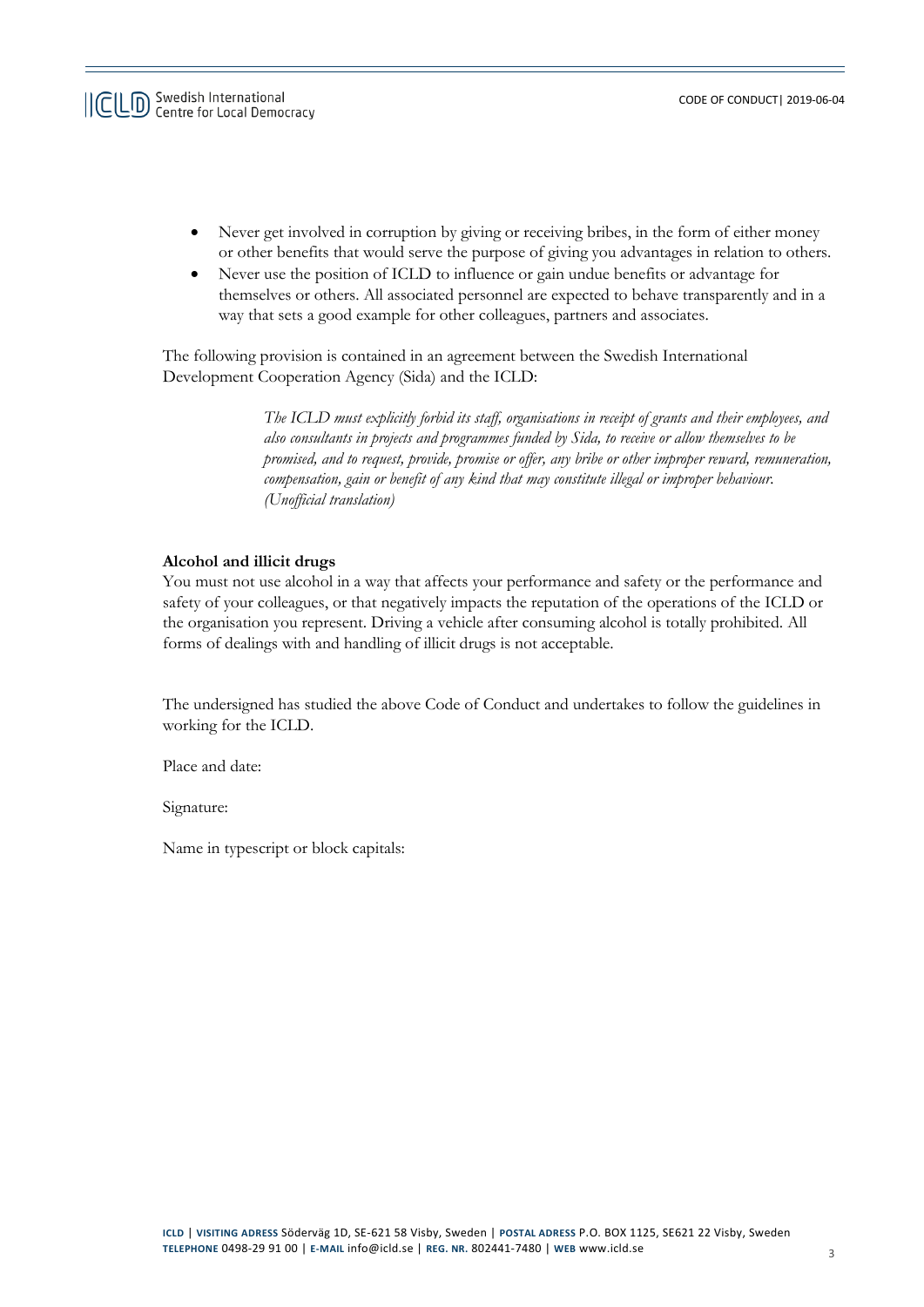- Never get involved in corruption by giving or receiving bribes, in the form of either money or other benefits that would serve the purpose of giving you advantages in relation to others.
- Never use the position of ICLD to influence or gain undue benefits or advantage for themselves or others. All associated personnel are expected to behave transparently and in a way that sets a good example for other colleagues, partners and associates.

The following provision is contained in an agreement between the Swedish International Development Cooperation Agency (Sida) and the ICLD:

> *The ICLD must explicitly forbid its staff, organisations in receipt of grants and their employees, and also consultants in projects and programmes funded by Sida, to receive or allow themselves to be promised, and to request, provide, promise or offer, any bribe or other improper reward, remuneration, compensation, gain or benefit of any kind that may constitute illegal or improper behaviour. (Unofficial translation)*

**Alcohol and illicit drugs**

You must not use alcohol in a way that affects your performance and safety or the performance and safety of your colleagues, or that negatively impacts the reputation of the operations of the ICLD or the organisation you represent. Driving a vehicle after consuming alcohol is totally prohibited. All forms of dealings with and handling of illicit drugs is not acceptable.

The undersigned has studied the above Code of Conduct and undertakes to follow the guidelines in working for the ICLD.

Place and date:

Signature:

Name in typescript or block capitals: